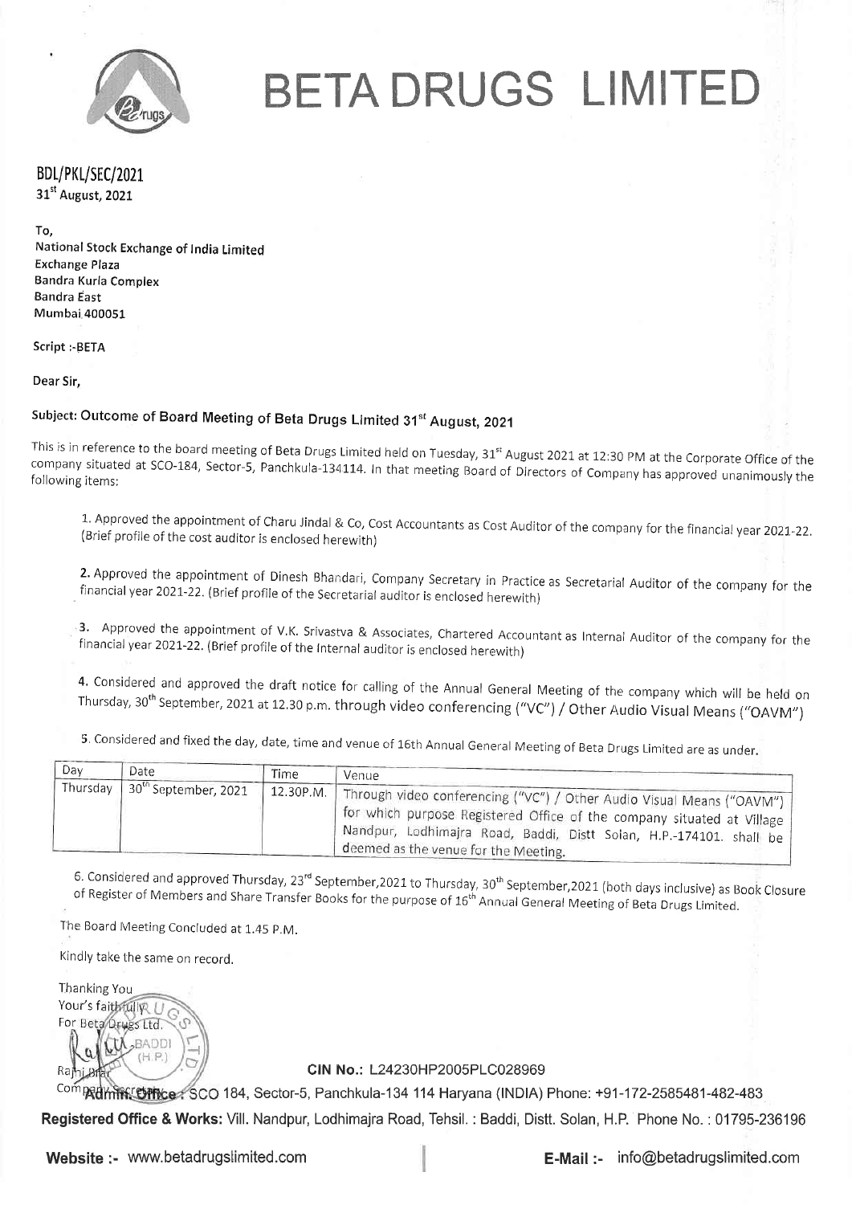# BETA DRUGS LIMITED

**BDL/PKL/SEC/2021**
**31st August, 2021**

To,
National Stock Exchange of India Limited
Exchange Plaza
Bandra Kurla Complex
Bandra East
Mumbai 400051

Script :-BETA

Dear Sir,

**Subject: Outcome of Board Meeting of Beta Drugs Limited 31st August, 2021**

This is in reference to the board meeting of Beta Drugs Limited held on Tuesday, 31st August 2021 at 12:30 PM at the Corporate Office of the company situated at SCO-184, Sector-5, Panchkula-134114. In that meeting Board of Directors of Company has approved unanimously the following items:

1. Approved the appointment of Charu Jindal & Co, Cost Accountants as Cost Auditor of the company for the financial year 2021-22. (Brief profile of the cost auditor is enclosed herewith)

2. Approved the appointment of Dinesh Bhandari, Company Secretary in Practice as Secretarial Auditor of the company for the financial year 2021-22. (Brief profile of the Secretarial auditor is enclosed herewith)

3. Approved the appointment of V.K. Srivastva & Associates, Chartered Accountant as Internal Auditor of the company for the financial year 2021-22. (Brief profile of the Internal auditor is enclosed herewith)

4. Considered and approved the draft notice for calling of the Annual General Meeting of the company which will be held on Thursday, 30th September, 2021 at 12.30 p.m. through video conferencing ("VC") / Other Audio Visual Means ("OAVM")

5. Considered and fixed the day, date, time and venue of 16th Annual General Meeting of Beta Drugs Limited are as under.

| Day | Date | Time | Venue |
|---|---|---|---|
| Thursday | 30th September, 2021 | 12.30P.M. | Through video conferencing ("VC") / Other Audio Visual Means ("OAVM") for which purpose Registered Office of the company situated at Village Nandpur, Lodhimajra Road, Baddi, Distt Solan, H.P.-174101. shall be deemed as the venue for the Meeting. |

6. Considered and approved Thursday, 23rd September,2021 to Thursday, 30th September,2021 (both days inclusive) as Book Closure of Register of Members and Share Transfer Books for the purpose of 16th Annual General Meeting of Beta Drugs Limited.

The Board Meeting Concluded at 1.45 P.M.

Kindly take the same on record.

Thanking You
Your's faithfully
For Beta Drugs Ltd.

Rajni Brar
Company Secretary

**CIN No.:** L24230HP2005PLC028969

**Admin. Office :** SCO 184, Sector-5, Panchkula-134 114 Haryana (INDIA) Phone: +91-172-2585481-482-483

**Registered Office & Works:** Vill. Nandpur, Lodhimajra Road, Tehsil. : Baddi, Distt. Solan, H.P. Phone No. : 01795-236196

**Website :-** www.betadrugslimited.com **E-Mail :-** info@betadrugslimited.com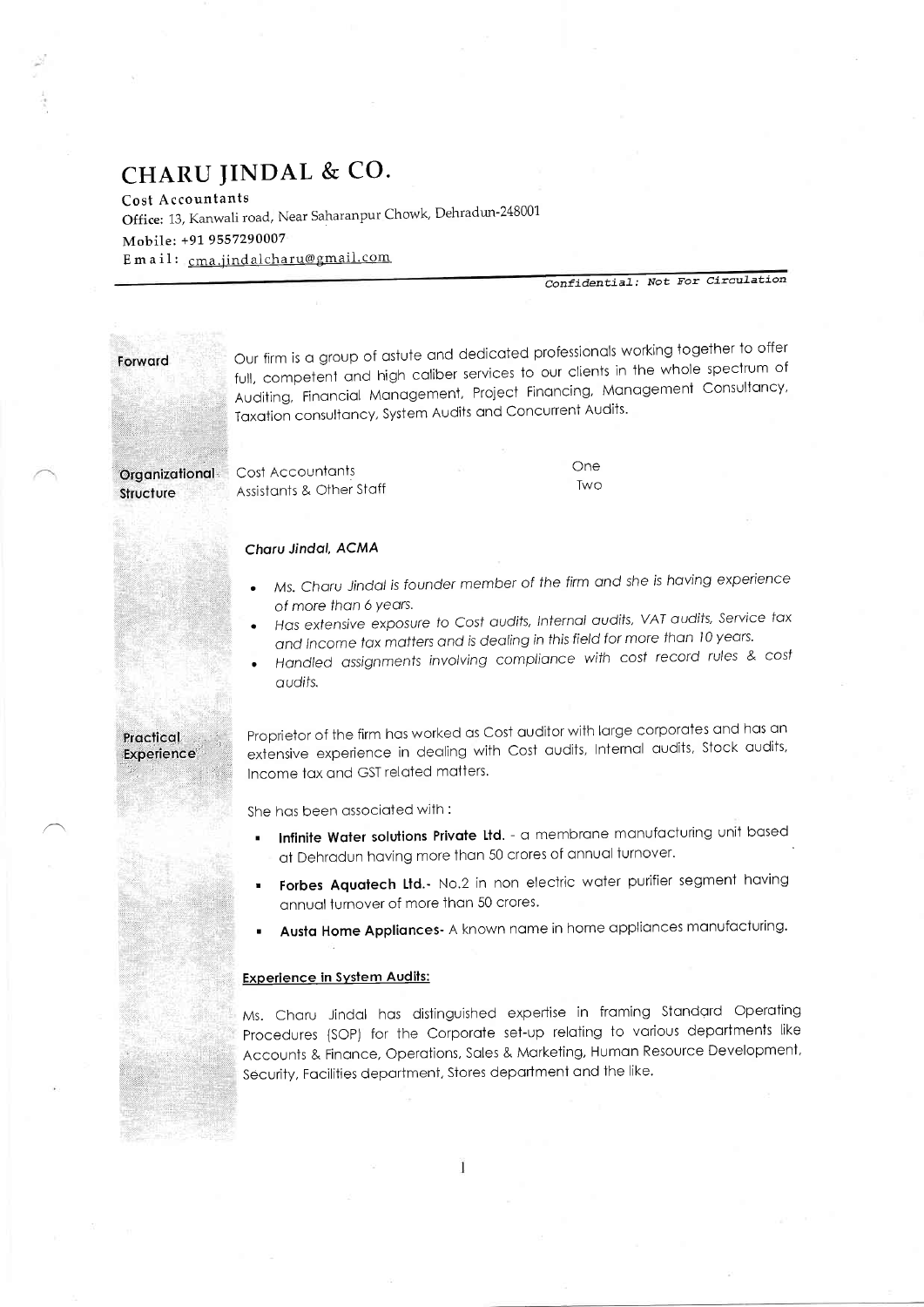# CHARU JINDAL & CO.

**Cost Accountants**
**Office:** 13, Kanwali road, Near Saharanpur Chowk, Dehradun-248001
**Mobile:** +91 9557290007
**Email:** cma.jindalcharu@gmail.com

*Confidential: Not For Circulation*

**Forward**

Our firm is a group of astute and dedicated professionals working together to offer full, competent and high caliber services to our clients in the whole spectrum of Auditing, Financial Management, Project Financing, Management Consultancy, Taxation consultancy, System Audits and Concurrent Audits.

**Organizational Structure**

| | |
|---|---|
| Cost Accountants | One |
| Assistants & Other Staff | Two |

### *Charu Jindal, ACMA*

- *Ms. Charu Jindal is founder member of the firm and she is having experience of more than 6 years.*
- *Has extensive exposure to Cost audits, Internal audits, VAT audits, Service tax and Income tax matters and is dealing in this field for more than 10 years.*
- *Handled assignments involving compliance with cost record rules & cost audits.*

**Practical Experience**

Proprietor of the firm has worked as Cost auditor with large corporates and has an extensive experience in dealing with Cost audits, Internal audits, Stock audits, Income tax and GST related matters.

She has been associated with :

- **Infinite Water solutions Private Ltd.** - a membrane manufacturing unit based at Dehradun having more than 50 crores of annual turnover.
- **Forbes Aquatech Ltd.**- No.2 in non electric water purifier segment having annual turnover of more than 50 crores.
- **Austa Home Appliances**- A known name in home appliances manufacturing.

**Experience in System Audits:**

Ms. Charu Jindal has distinguished expertise in framing Standard Operating Procedures (SOP) for the Corporate set-up relating to various departments like Accounts & Finance, Operations, Sales & Marketing, Human Resource Development, Security, Facilities department, Stores department and the like.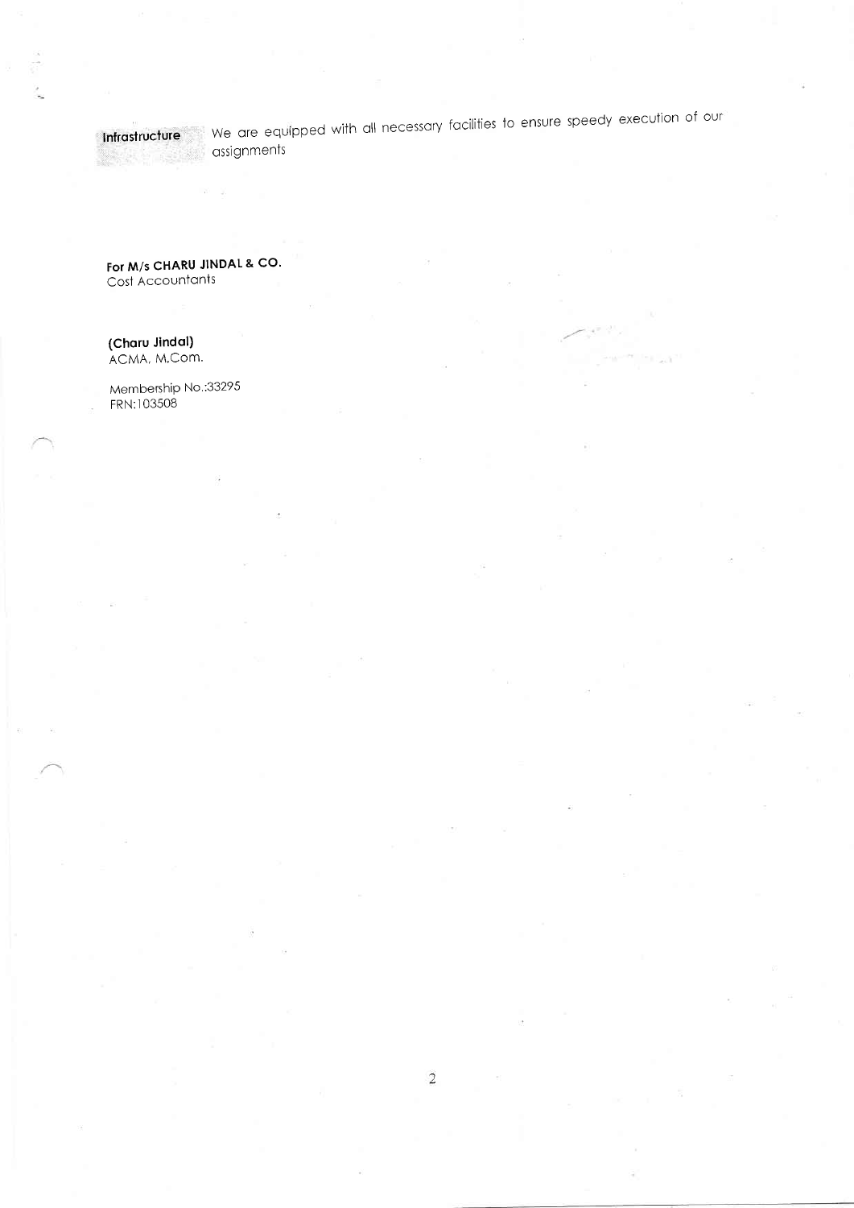**Infrastructure** We are equipped with all necessary facilities to ensure speedy execution of our assignments

**For M/s CHARU JINDAL & CO.**
Cost Accountants

**(Charu Jindal)**
ACMA, M.Com.

Membership No.:33295
FRN:103508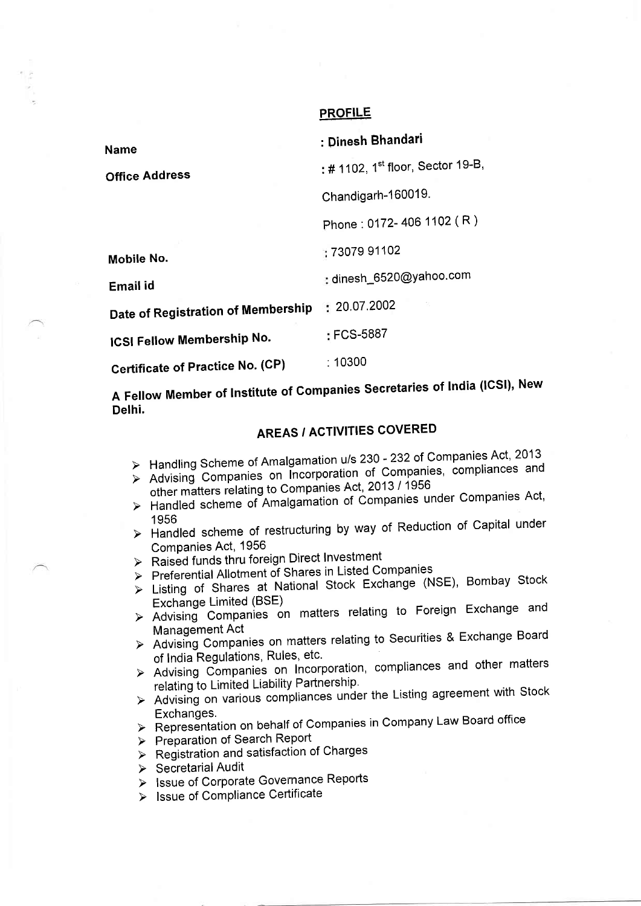## PROFILE

| | |
|---|---|
| **Name** | **: Dinesh Bhandari** |
| **Office Address** | : # 1102, 1st floor, Sector 19-B, |
| | Chandigarh-160019. |
| | Phone : 0172- 406 1102 ( R ) |
| **Mobile No.** | : 73079 91102 |
| **Email id** | : dinesh_6520@yahoo.com |
| **Date of Registration of Membership** | : 20.07.2002 |
| **ICSI Fellow Membership No.** | : FCS-5887 |
| **Certificate of Practice No. (CP)** | : 10300 |

**A Fellow Member of Institute of Companies Secretaries of India (ICSI), New Delhi.**

## AREAS / ACTIVITIES COVERED

- Handling Scheme of Amalgamation u/s 230 - 232 of Companies Act, 2013
- Advising Companies on Incorporation of Companies, compliances and other matters relating to Companies Act, 2013 / 1956
- Handled scheme of Amalgamation of Companies under Companies Act, 1956
- Handled scheme of restructuring by way of Reduction of Capital under Companies Act, 1956
- Raised funds thru foreign Direct Investment
- Preferential Allotment of Shares in Listed Companies
- Listing of Shares at National Stock Exchange (NSE), Bombay Stock Exchange Limited (BSE)
- Advising Companies on matters relating to Foreign Exchange and Management Act
- Advising Companies on matters relating to Securities & Exchange Board of India Regulations, Rules, etc.
- Advising Companies on Incorporation, compliances and other matters relating to Limited Liability Partnership.
- Advising on various compliances under the Listing agreement with Stock Exchanges.
- Representation on behalf of Companies in Company Law Board office
- Preparation of Search Report
- Registration and satisfaction of Charges
- Secretarial Audit
- Issue of Corporate Governance Reports
- Issue of Compliance Certificate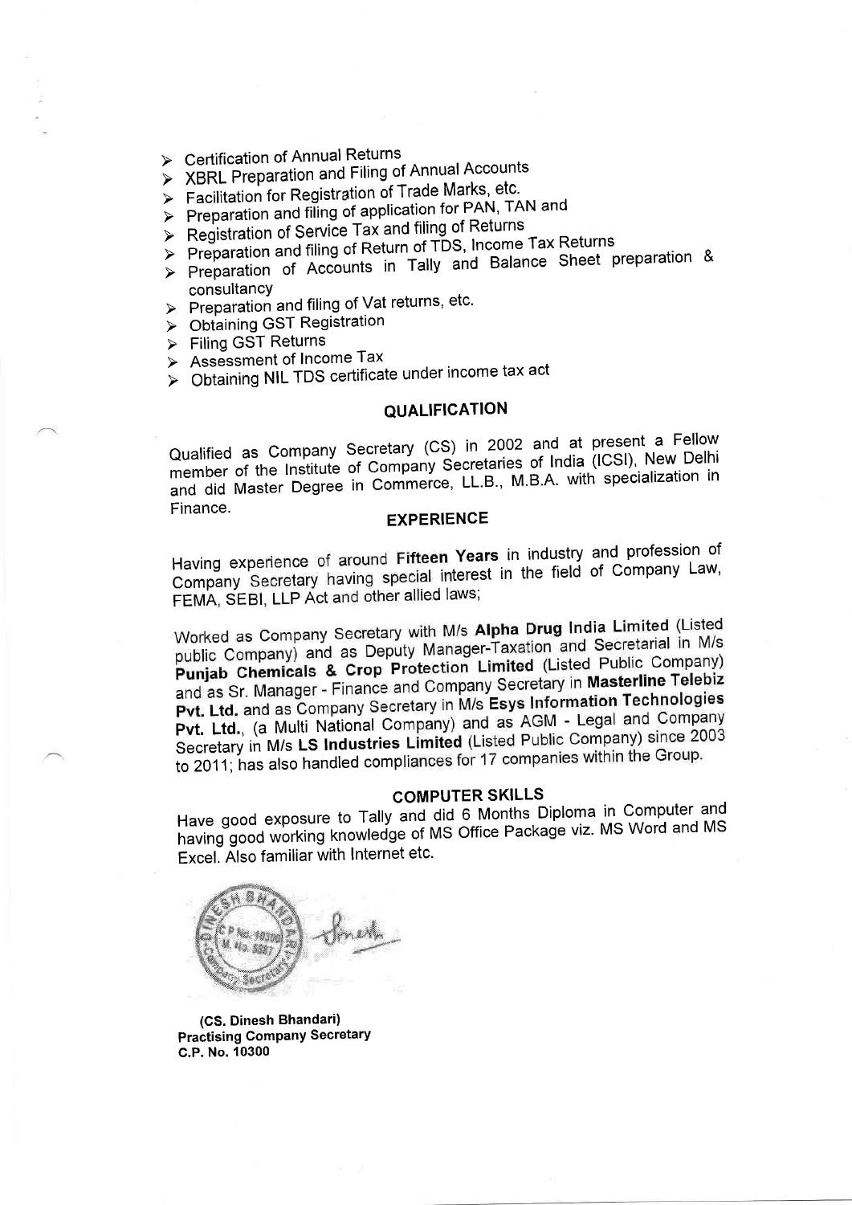- Certification of Annual Returns
- XBRL Preparation and Filing of Annual Accounts
- Facilitation for Registration of Trade Marks, etc.
- Preparation and filing of application for PAN, TAN and
- Registration of Service Tax and filing of Returns
- Preparation and filing of Return of TDS, Income Tax Returns
- Preparation of Accounts in Tally and Balance Sheet preparation & consultancy
- Preparation and filing of Vat returns, etc.
- Obtaining GST Registration
- Filing GST Returns
- Assessment of Income Tax
- Obtaining NIL TDS certificate under income tax act

## QUALIFICATION

Qualified as Company Secretary (CS) in 2002 and at present a Fellow member of the Institute of Company Secretaries of India (ICSI), New Delhi and did Master Degree in Commerce, LL.B., M.B.A. with specialization in Finance.

## EXPERIENCE

Having experience of around **Fifteen Years** in industry and profession of Company Secretary having special interest in the field of Company Law, FEMA, SEBI, LLP Act and other allied laws;

Worked as Company Secretary with M/s **Alpha Drug India Limited** (Listed public Company) and as Deputy Manager-Taxation and Secretarial in M/s **Punjab Chemicals & Crop Protection Limited** (Listed Public Company) and as Sr. Manager - Finance and Company Secretary in **Masterline Telebiz Pvt. Ltd.** and as Company Secretary in M/s **Esys Information Technologies Pvt. Ltd.**, (a Multi National Company) and as AGM - Legal and Company Secretary in M/s **LS Industries Limited** (Listed Public Company) since 2003 to 2011; has also handled compliances for 17 companies within the Group.

## COMPUTER SKILLS

Have good exposure to Tally and did 6 Months Diploma in Computer and having good working knowledge of MS Office Package viz. MS Word and MS Excel. Also familiar with Internet etc.

**(CS. Dinesh Bhandari)**
**Practising Company Secretary**
**C.P. No. 10300**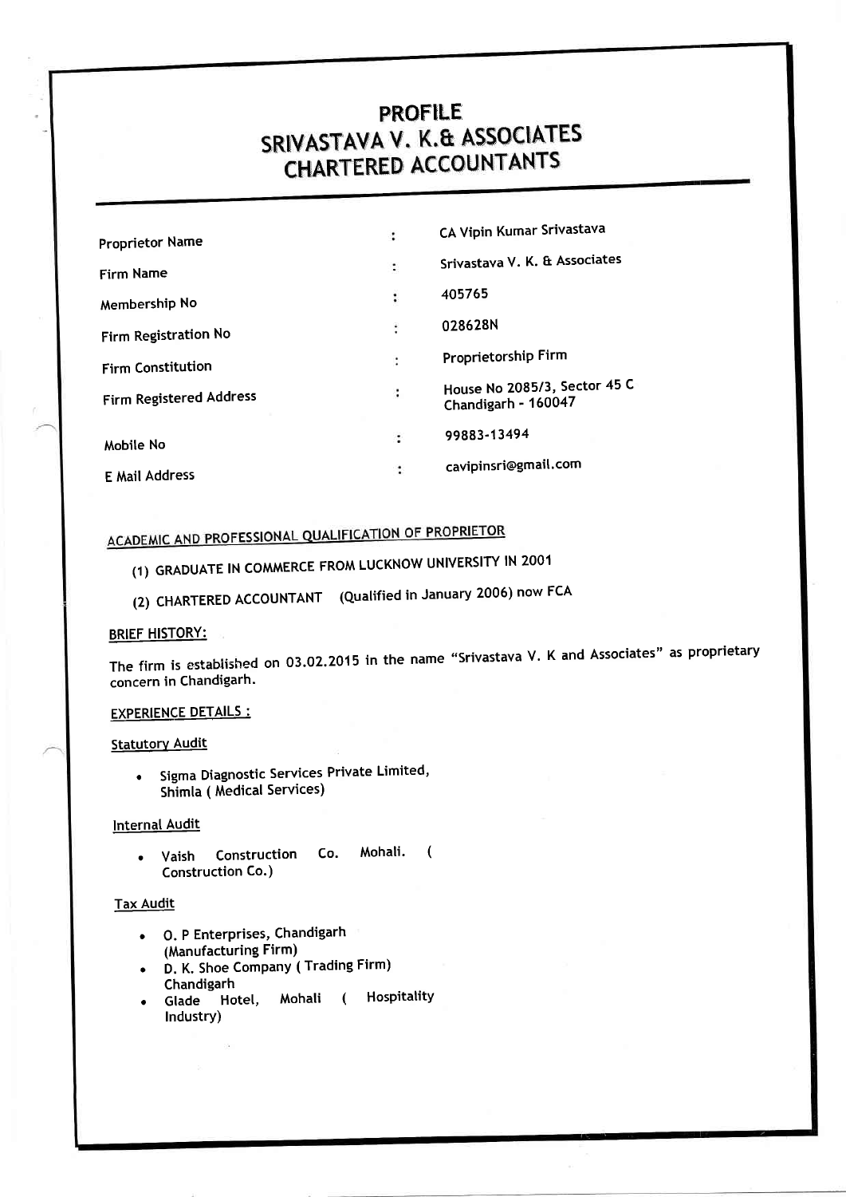# PROFILE
# SRIVASTAVA V. K.& ASSOCIATES
# CHARTERED ACCOUNTANTS

| | | |
|---|---|---|
| Proprietor Name | : | CA Vipin Kumar Srivastava |
| Firm Name | : | Srivastava V. K. & Associates |
| Membership No | : | 405765 |
| Firm Registration No | : | 028628N |
| Firm Constitution | : | Proprietorship Firm |
| Firm Registered Address | : | House No 2085/3, Sector 45 C<br>Chandigarh - 160047 |
| Mobile No | : | 99883-13494 |
| E Mail Address | : | cavipinsri@gmail.com |

## ACADEMIC AND PROFESSIONAL QUALIFICATION OF PROPRIETOR

(1) GRADUATE IN COMMERCE FROM LUCKNOW UNIVERSITY IN 2001

(2) CHARTERED ACCOUNTANT (Qualified in January 2006) now FCA

## BRIEF HISTORY:

The firm is established on 03.02.2015 in the name "Srivastava V. K and Associates" as proprietary concern in Chandigarh.

## EXPERIENCE DETAILS :

### Statutory Audit

- Sigma Diagnostic Services Private Limited, Shimla ( Medical Services)

### Internal Audit

- Vaish Construction Co. Mohali. ( Construction Co.)

### Tax Audit

- O. P Enterprises, Chandigarh (Manufacturing Firm)
- D. K. Shoe Company ( Trading Firm) Chandigarh
- Glade Hotel, Mohali ( Hospitality Industry)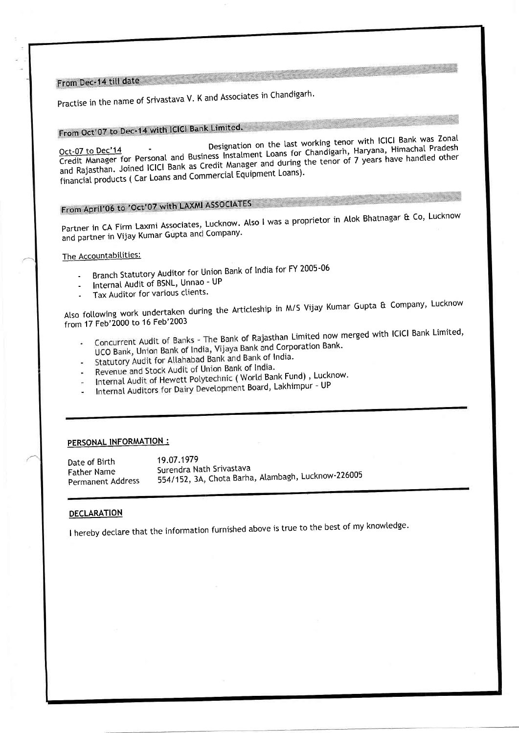## From Dec-14 till date

Practise in the name of Srivastava V. K and Associates in Chandigarh.

## From Oct'07 to Dec-14 with ICICI Bank Limited.

Oct-07 to Dec'14 - Designation on the last working tenor with ICICI Bank was Zonal Credit Manager for Personal and Business Instalment Loans for Chandigarh, Haryana, Himachal Pradesh and Rajasthan. Joined ICICI Bank as Credit Manager and during the tenor of 7 years have handled other financial products ( Car Loans and Commercial Equipment Loans).

## From April'06 to 'Oct'07 with LAXMI ASSOCIATES

Partner in CA Firm Laxmi Associates, Lucknow. Also I was a proprietor in Alok Bhatnagar & Co, Lucknow and partner in Vijay Kumar Gupta and Company.

The Accountabilities:

- Branch Statutory Auditor for Union Bank of India for FY 2005-06
- Internal Audit of BSNL, Unnao - UP
- Tax Auditor for various clients.

Also following work undertaken during the Articleship in M/S Vijay Kumar Gupta & Company, Lucknow from 17 Feb'2000 to 16 Feb'2003

- Concurrent Audit of Banks - The Bank of Rajasthan Limited now merged with ICICI Bank Limited, UCO Bank, Union Bank of India, Vijaya Bank and Corporation Bank.
- Statutory Audit for Allahabad Bank and Bank of India.
- Revenue and Stock Audit of Union Bank of India.
- Internal Audit of Hewett Polytechnic ( World Bank Fund) , Lucknow.
- Internal Auditors for Dairy Development Board, Lakhimpur - UP

## PERSONAL INFORMATION :

| | |
|---|---|
| Date of Birth | 19.07.1979 |
| Father Name | Surendra Nath Srivastava |
| Permanent Address | 554/152, 3A, Chota Barha, Alambagh, Lucknow-226005 |

## DECLARATION

I hereby declare that the information furnished above is true to the best of my knowledge.